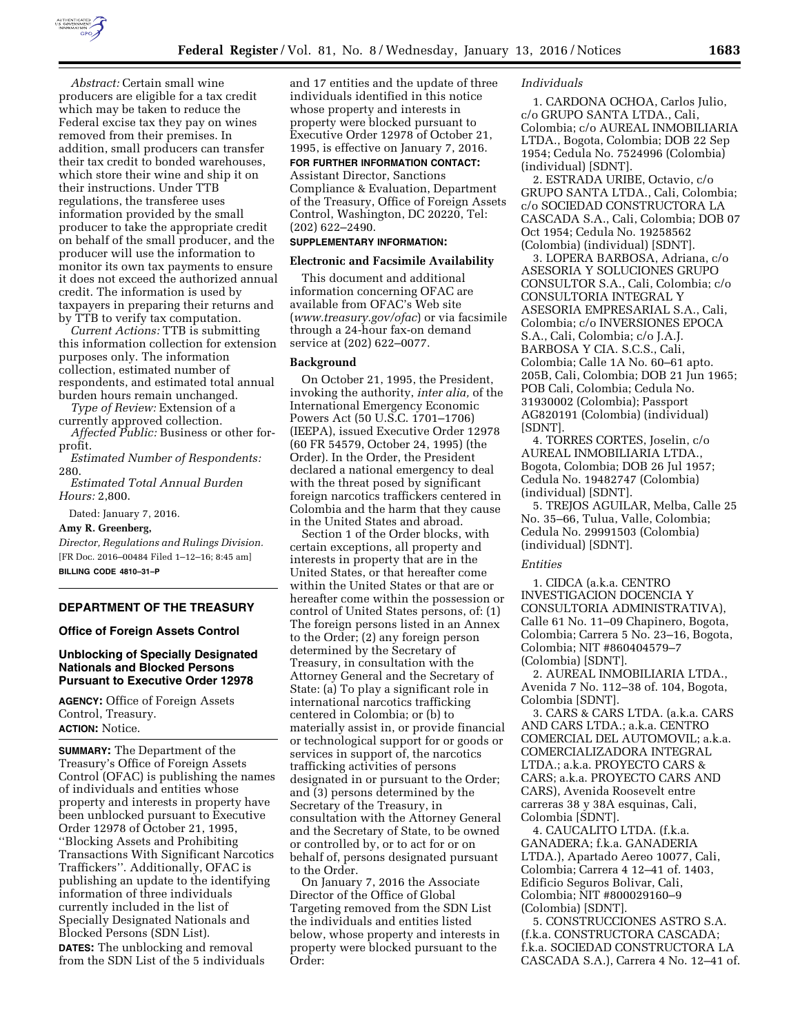*Abstract:* Certain small wine producers are eligible for a tax credit which may be taken to reduce the Federal excise tax they pay on wines removed from their premises. In addition, small producers can transfer their tax credit to bonded warehouses, which store their wine and ship it on their instructions. Under TTB regulations, the transferee uses information provided by the small producer to take the appropriate credit on behalf of the small producer, and the producer will use the information to monitor its own tax payments to ensure it does not exceed the authorized annual credit. The information is used by taxpayers in preparing their returns and by TTB to verify tax computation.

*Current Actions:* TTB is submitting this information collection for extension purposes only. The information collection, estimated number of respondents, and estimated total annual burden hours remain unchanged.

*Type of Review:* Extension of a currently approved collection.

*Affected Public:* Business or other for-profit.

*Estimated Number of Respondents:* 280.

*Estimated Total Annual Burden Hours:* 2,800.

Dated: January 7, 2016.

**Amy R. Greenberg,**

*Director, Regulations and Rulings Division.*

[FR Doc. 2016–00484 Filed 1–12–16; 8:45 am]

**BILLING CODE 4810–31–P**

## DEPARTMENT OF THE TREASURY

### Office of Foreign Assets Control

### Unblocking of Specially Designated Nationals and Blocked Persons Pursuant to Executive Order 12978

**AGENCY:** Office of Foreign Assets Control, Treasury.

**ACTION:** Notice.

**SUMMARY:** The Department of the Treasury's Office of Foreign Assets Control (OFAC) is publishing the names of individuals and entities whose property and interests in property have been unblocked pursuant to Executive Order 12978 of October 21, 1995, ''Blocking Assets and Prohibiting Transactions With Significant Narcotics Traffickers''. Additionally, OFAC is publishing an update to the identifying information of three individuals currently included in the list of Specially Designated Nationals and Blocked Persons (SDN List).

**DATES:** The unblocking and removal from the SDN List of the 5 individuals and 17 entities and the update of three individuals identified in this notice whose property and interests in property were blocked pursuant to Executive Order 12978 of October 21, 1995, is effective on January 7, 2016.

**FOR FURTHER INFORMATION CONTACT:** Assistant Director, Sanctions Compliance & Evaluation, Department of the Treasury, Office of Foreign Assets Control, Washington, DC 20220, Tel: (202) 622–2490.

**SUPPLEMENTARY INFORMATION:**

#### Electronic and Facsimile Availability

This document and additional information concerning OFAC are available from OFAC's Web site (*www.treasury.gov/ofac*) or via facsimile through a 24-hour fax-on demand service at (202) 622–0077.

#### Background

On October 21, 1995, the President, invoking the authority, *inter alia,* of the International Emergency Economic Powers Act (50 U.S.C. 1701–1706) (IEEPA), issued Executive Order 12978 (60 FR 54579, October 24, 1995) (the Order). In the Order, the President declared a national emergency to deal with the threat posed by significant foreign narcotics traffickers centered in Colombia and the harm that they cause in the United States and abroad.

Section 1 of the Order blocks, with certain exceptions, all property and interests in property that are in the United States, or that hereafter come within the United States or that are or hereafter come within the possession or control of United States persons, of: (1) The foreign persons listed in an Annex to the Order; (2) any foreign person determined by the Secretary of Treasury, in consultation with the Attorney General and the Secretary of State: (a) To play a significant role in international narcotics trafficking centered in Colombia; or (b) to materially assist in, or provide financial or technological support for or goods or services in support of, the narcotics trafficking activities of persons designated in or pursuant to the Order; and (3) persons determined by the Secretary of the Treasury, in consultation with the Attorney General and the Secretary of State, to be owned or controlled by, or to act for or on behalf of, persons designated pursuant to the Order.

On January 7, 2016 the Associate Director of the Office of Global Targeting removed from the SDN List the individuals and entities listed below, whose property and interests in property were blocked pursuant to the Order:

*Individuals*

1. CARDONA OCHOA, Carlos Julio, c/o GRUPO SANTA LTDA., Cali, Colombia; c/o AUREAL INMOBILIARIA LTDA., Bogota, Colombia; DOB 22 Sep 1954; Cedula No. 7524996 (Colombia) (individual) [SDNT].

2. ESTRADA URIBE, Octavio, c/o GRUPO SANTA LTDA., Cali, Colombia; c/o SOCIEDAD CONSTRUCTORA LA CASCADA S.A., Cali, Colombia; DOB 07 Oct 1954; Cedula No. 19258562 (Colombia) (individual) [SDNT].

3. LOPERA BARBOSA, Adriana, c/o ASESORIA Y SOLUCIONES GRUPO CONSULTOR S.A., Cali, Colombia; c/o CONSULTORIA INTEGRAL Y ASESORIA EMPRESARIAL S.A., Cali, Colombia; c/o INVERSIONES EPOCA S.A., Cali, Colombia; c/o J.A.J. BARBOSA Y CIA. S.C.S., Cali, Colombia; Calle 1A No. 60–61 apto. 205B, Cali, Colombia; DOB 21 Jun 1965; POB Cali, Colombia; Cedula No. 31930002 (Colombia); Passport AG820191 (Colombia) (individual) [SDNT].

4. TORRES CORTES, Joselin, c/o AUREAL INMOBILIARIA LTDA., Bogota, Colombia; DOB 26 Jul 1957; Cedula No. 19482747 (Colombia) (individual) [SDNT].

5. TREJOS AGUILAR, Melba, Calle 25 No. 35–66, Tulua, Valle, Colombia; Cedula No. 29991503 (Colombia) (individual) [SDNT].

*Entities*

1. CIDCA (a.k.a. CENTRO INVESTIGACION DOCENCIA Y CONSULTORIA ADMINISTRATIVA), Calle 61 No. 11–09 Chapinero, Bogota, Colombia; Carrera 5 No. 23–16, Bogota, Colombia; NIT #860404579–7 (Colombia) [SDNT].

2. AUREAL INMOBILIARIA LTDA., Avenida 7 No. 112–38 of. 104, Bogota, Colombia [SDNT].

3. CARS & CARS LTDA. (a.k.a. CARS AND CARS LTDA.; a.k.a. CENTRO COMERCIAL DEL AUTOMOVIL; a.k.a. COMERCIALIZADORA INTEGRAL LTDA.; a.k.a. PROYECTO CARS & CARS; a.k.a. PROYECTO CARS AND CARS), Avenida Roosevelt entre carreras 38 y 38A esquinas, Cali, Colombia [SDNT].

4. CAUCALITO LTDA. (f.k.a. GANADERA; f.k.a. GANADERIA LTDA.), Apartado Aereo 10077, Cali, Colombia; Carrera 4 12–41 of. 1403, Edificio Seguros Bolivar, Cali, Colombia; NIT #800029160–9 (Colombia) [SDNT].

5. CONSTRUCCIONES ASTRO S.A. (f.k.a. CONSTRUCTORA CASCADA; f.k.a. SOCIEDAD CONSTRUCTORA LA CASCADA S.A.), Carrera 4 No. 12–41 of.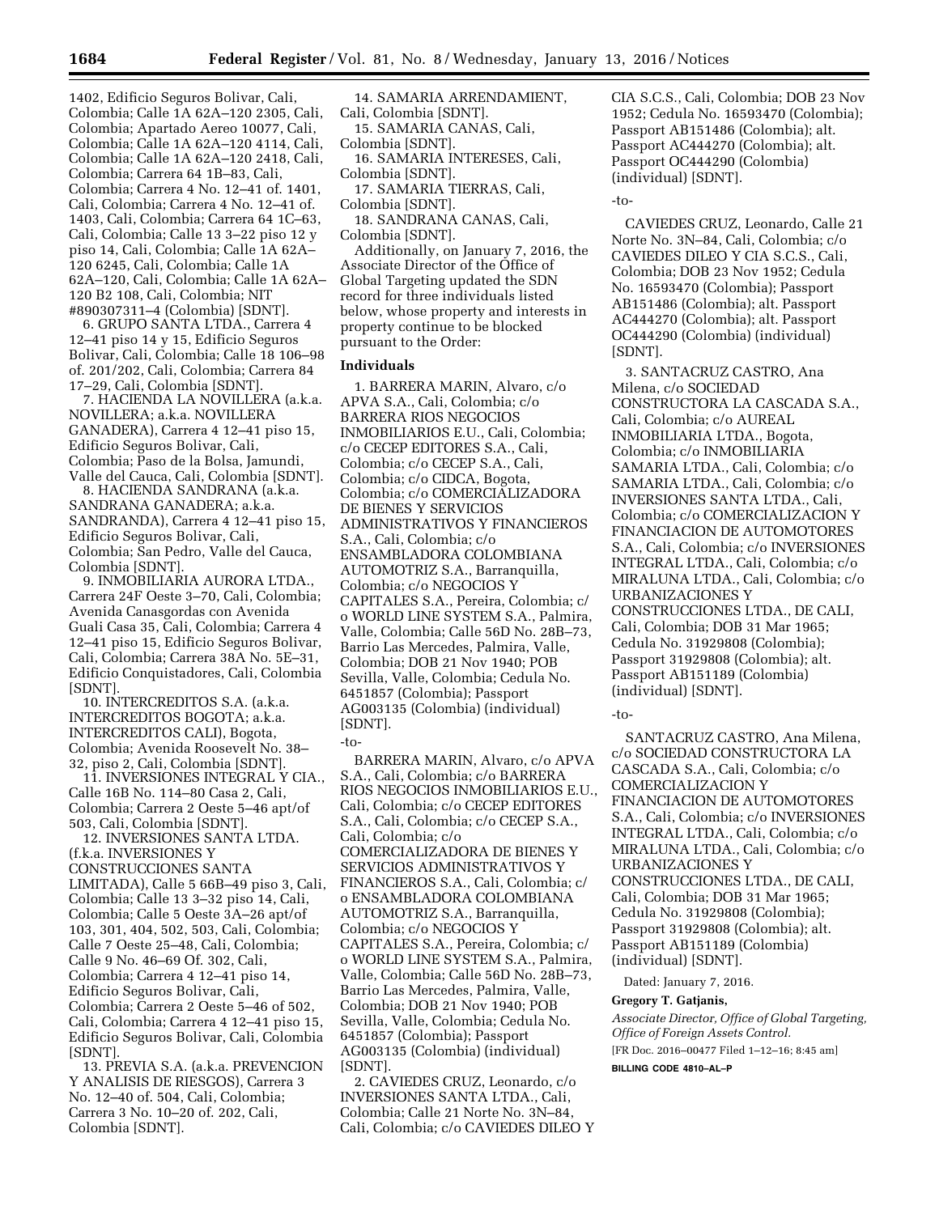1402, Edificio Seguros Bolivar, Cali, Colombia; Calle 1A 62A–120 2305, Cali, Colombia; Apartado Aereo 10077, Cali, Colombia; Calle 1A 62A–120 4114, Cali, Colombia; Calle 1A 62A–120 2418, Cali, Colombia; Carrera 64 1B–83, Cali, Colombia; Carrera 4 No. 12–41 of. 1401, Cali, Colombia; Carrera 4 No. 12–41 of. 1403, Cali, Colombia; Carrera 64 1C–63, Cali, Colombia; Calle 13 3–22 piso 12 y piso 14, Cali, Colombia; Calle 1A 62A–120 6245, Cali, Colombia; Calle 1A 62A–120, Cali, Colombia; Calle 1A 62A–120 B2 108, Cali, Colombia; NIT #890307311–4 (Colombia) [SDNT].

6. GRUPO SANTA LTDA., Carrera 4 12–41 piso 14 y 15, Edificio Seguros Bolivar, Cali, Colombia; Calle 18 106–98 of. 201/202, Cali, Colombia; Carrera 84 17–29, Cali, Colombia [SDNT].

7. HACIENDA LA NOVILLERA (a.k.a. NOVILLERA; a.k.a. NOVILLERA GANADERA), Carrera 4 12–41 piso 15, Edificio Seguros Bolivar, Cali, Colombia; Paso de la Bolsa, Jamundi, Valle del Cauca, Cali, Colombia [SDNT].

8. HACIENDA SANDRANA (a.k.a. SANDRANA GANADERA; a.k.a. SANDRANDA), Carrera 4 12–41 piso 15, Edificio Seguros Bolivar, Cali, Colombia; San Pedro, Valle del Cauca, Colombia [SDNT].

9. INMOBILIARIA AURORA LTDA., Carrera 24F Oeste 3–70, Cali, Colombia; Avenida Canasgordas con Avenida Guali Casa 35, Cali, Colombia; Carrera 4 12–41 piso 15, Edificio Seguros Bolivar, Cali, Colombia; Carrera 38A No. 5E–31, Edificio Conquistadores, Cali, Colombia [SDNT].

10. INTERCREDITOS S.A. (a.k.a. INTERCREDITOS BOGOTA; a.k.a. INTERCREDITOS CALI), Bogota, Colombia; Avenida Roosevelt No. 38–32, piso 2, Cali, Colombia [SDNT].

11. INVERSIONES INTEGRAL Y CIA., Calle 16B No. 114–80 Casa 2, Cali, Colombia; Carrera 2 Oeste 5–46 apt/of 503, Cali, Colombia [SDNT].

12. INVERSIONES SANTA LTDA. (f.k.a. INVERSIONES Y CONSTRUCCIONES SANTA LIMITADA), Calle 5 66B–49 piso 3, Cali, Colombia; Calle 13 3–32 piso 14, Cali, Colombia; Calle 5 Oeste 3A–26 apt/of 103, 301, 404, 502, 503, Cali, Colombia; Calle 7 Oeste 25–48, Cali, Colombia; Calle 9 No. 46–69 Of. 302, Cali, Colombia; Carrera 4 12–41 piso 14, Edificio Seguros Bolivar, Cali, Colombia; Carrera 2 Oeste 5–46 of 502, Cali, Colombia; Carrera 4 12–41 piso 15, Edificio Seguros Bolivar, Cali, Colombia [SDNT].

13. PREVIA S.A. (a.k.a. PREVENCION Y ANALISIS DE RIESGOS), Carrera 3 No. 12–40 of. 504, Cali, Colombia; Carrera 3 No. 10–20 of. 202, Cali, Colombia [SDNT].

14. SAMARIA ARRENDAMIENT, Cali, Colombia [SDNT].

15. SAMARIA CANAS, Cali, Colombia [SDNT].

16. SAMARIA INTERESES, Cali, Colombia [SDNT].

17. SAMARIA TIERRAS, Cali, Colombia [SDNT].

18. SANDRANA CANAS, Cali, Colombia [SDNT].

Additionally, on January 7, 2016, the Associate Director of the Office of Global Targeting updated the SDN record for three individuals listed below, whose property and interests in property continue to be blocked pursuant to the Order:

**Individuals**

1. BARRERA MARIN, Alvaro, c/o APVA S.A., Cali, Colombia; c/o BARRERA RIOS NEGOCIOS INMOBILIARIOS E.U., Cali, Colombia; c/o CECEP EDITORES S.A., Cali, Colombia; c/o CECEP S.A., Cali, Colombia; c/o CIDCA, Bogota, Colombia; c/o COMERCIALIZADORA DE BIENES Y SERVICIOS ADMINISTRATIVOS Y FINANCIEROS S.A., Cali, Colombia; c/o ENSAMBLADORA COLOMBIANA AUTOMOTRIZ S.A., Barranquilla, Colombia; c/o NEGOCIOS Y CAPITALES S.A., Pereira, Colombia; c/o WORLD LINE SYSTEM S.A., Palmira, Valle, Colombia; Calle 56D No. 28B–73, Barrio Las Mercedes, Palmira, Valle, Colombia; DOB 21 Nov 1940; POB Sevilla, Valle, Colombia; Cedula No. 6451857 (Colombia); Passport AG003135 (Colombia) (individual) [SDNT].

-to-

BARRERA MARIN, Alvaro, c/o APVA S.A., Cali, Colombia; c/o BARRERA RIOS NEGOCIOS INMOBILIARIOS E.U., Cali, Colombia; c/o CECEP EDITORES S.A., Cali, Colombia; c/o CECEP S.A., Cali, Colombia; c/o COMERCIALIZADORA DE BIENES Y SERVICIOS ADMINISTRATIVOS Y FINANCIEROS S.A., Cali, Colombia; c/o ENSAMBLADORA COLOMBIANA AUTOMOTRIZ S.A., Barranquilla, Colombia; c/o NEGOCIOS Y CAPITALES S.A., Pereira, Colombia; c/o WORLD LINE SYSTEM S.A., Palmira, Valle, Colombia; Calle 56D No. 28B–73, Barrio Las Mercedes, Palmira, Valle, Colombia; DOB 21 Nov 1940; POB Sevilla, Valle, Colombia; Cedula No. 6451857 (Colombia); Passport AG003135 (Colombia) (individual) [SDNT].

2. CAVIEDES CRUZ, Leonardo, c/o INVERSIONES SANTA LTDA., Cali, Colombia; Calle 21 Norte No. 3N–84, Cali, Colombia; c/o CAVIEDES DILEO Y CIA S.C.S., Cali, Colombia; DOB 23 Nov 1952; Cedula No. 16593470 (Colombia); Passport AB151486 (Colombia); alt. Passport AC444270 (Colombia); alt. Passport OC444290 (Colombia) (individual) [SDNT].

-to-

CAVIEDES CRUZ, Leonardo, Calle 21 Norte No. 3N–84, Cali, Colombia; c/o CAVIEDES DILEO Y CIA S.C.S., Cali, Colombia; DOB 23 Nov 1952; Cedula No. 16593470 (Colombia); Passport AB151486 (Colombia); alt. Passport AC444270 (Colombia); alt. Passport OC444290 (Colombia) (individual) [SDNT].

3. SANTACRUZ CASTRO, Ana Milena, c/o SOCIEDAD CONSTRUCTORA LA CASCADA S.A., Cali, Colombia; c/o AUREAL INMOBILIARIA LTDA., Bogota, Colombia; c/o INMOBILIARIA SAMARIA LTDA., Cali, Colombia; c/o SAMARIA LTDA., Cali, Colombia; c/o INVERSIONES SANTA LTDA., Cali, Colombia; c/o COMERCIALIZACION Y FINANCIACION DE AUTOMOTORES S.A., Cali, Colombia; c/o INVERSIONES INTEGRAL LTDA., Cali, Colombia; c/o MIRALUNA LTDA., Cali, Colombia; c/o URBANIZACIONES Y CONSTRUCCIONES LTDA., DE CALI, Cali, Colombia; DOB 31 Mar 1965; Cedula No. 31929808 (Colombia); Passport 31929808 (Colombia); alt. Passport AB151189 (Colombia) (individual) [SDNT].

-to-

SANTACRUZ CASTRO, Ana Milena, c/o SOCIEDAD CONSTRUCTORA LA CASCADA S.A., Cali, Colombia; c/o COMERCIALIZACION Y FINANCIACION DE AUTOMOTORES S.A., Cali, Colombia; c/o INVERSIONES INTEGRAL LTDA., Cali, Colombia; c/o MIRALUNA LTDA., Cali, Colombia; c/o URBANIZACIONES Y CONSTRUCCIONES LTDA., DE CALI, Cali, Colombia; DOB 31 Mar 1965; Cedula No. 31929808 (Colombia); Passport 31929808 (Colombia); alt. Passport AB151189 (Colombia) (individual) [SDNT].

Dated: January 7, 2016.

**Gregory T. Gatjanis,**

*Associate Director, Office of Global Targeting, Office of Foreign Assets Control.*

[FR Doc. 2016–00477 Filed 1–12–16; 8:45 am]

**BILLING CODE 4810–AL–P**